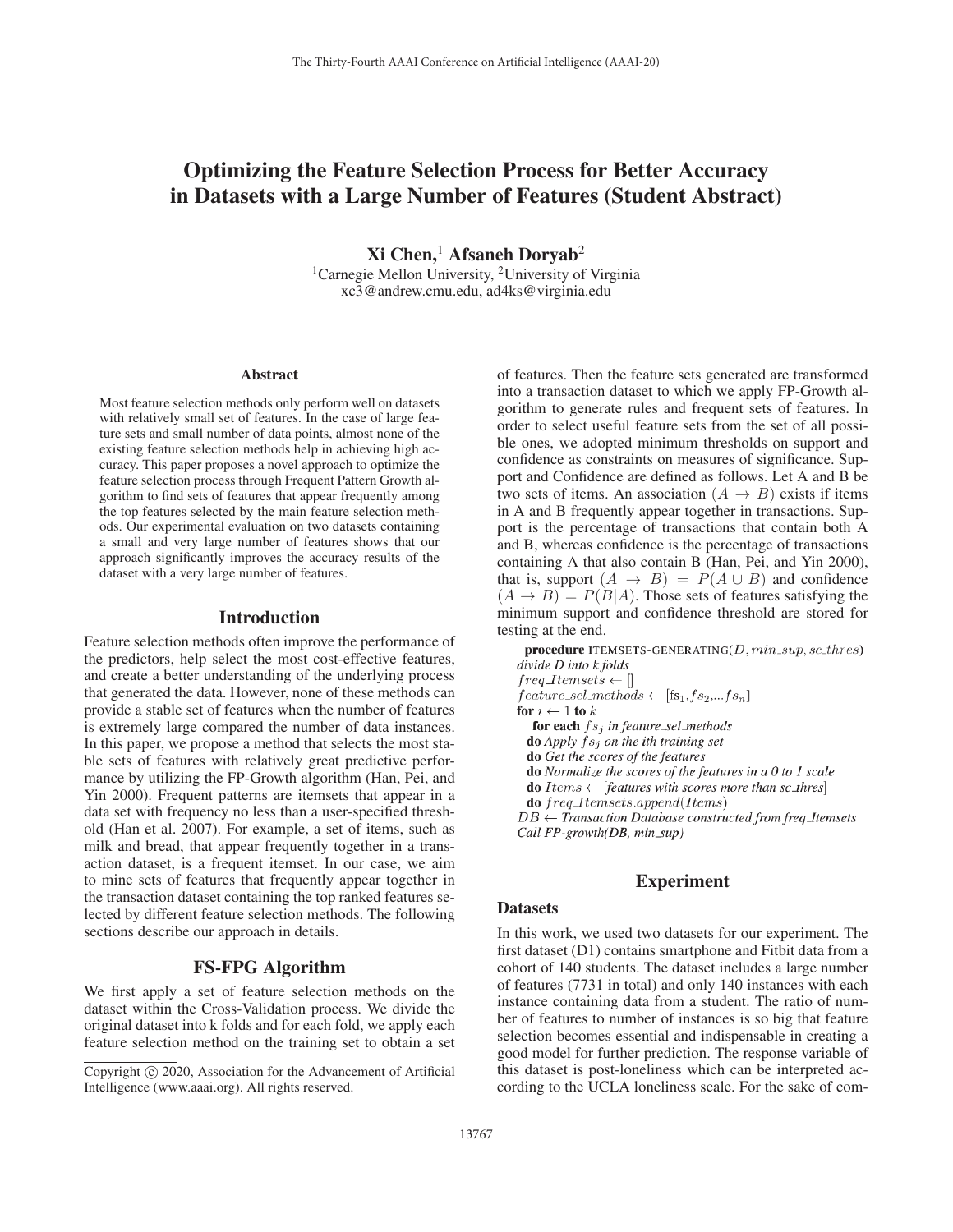# Optimizing the Feature Selection Process for Better Accuracy in Datasets with a Large Number of Features (Student Abstract)

**Xi Chen,[1] Afsaneh Doryab[2]**

[1]Carnegie Mellon University, [2]University of Virginia
xc3@andrew.cmu.edu, ad4ks@virginia.edu

## Abstract

Most feature selection methods only perform well on datasets with relatively small set of features. In the case of large feature sets and small number of data points, almost none of the existing feature selection methods help in achieving high accuracy. This paper proposes a novel approach to optimize the feature selection process through Frequent Pattern Growth algorithm to find sets of features that appear frequently among the top features selected by the main feature selection methods. Our experimental evaluation on two datasets containing a small and very large number of features shows that our approach significantly improves the accuracy results of the dataset with a very large number of features.

## Introduction

Feature selection methods often improve the performance of the predictors, help select the most cost-effective features, and create a better understanding of the underlying process that generated the data. However, none of these methods can provide a stable set of features when the number of features is extremely large compared the number of data instances. In this paper, we propose a method that selects the most stable sets of features with relatively great predictive performance by utilizing the FP-Growth algorithm (Han, Pei, and Yin 2000). Frequent patterns are itemsets that appear in a data set with frequency no less than a user-specified threshold (Han et al. 2007). For example, a set of items, such as milk and bread, that appear frequently together in a transaction dataset, is a frequent itemset. In our case, we aim to mine sets of features that frequently appear together in the transaction dataset containing the top ranked features selected by different feature selection methods. The following sections describe our approach in details.

## FS-FPG Algorithm

We first apply a set of feature selection methods on the dataset within the Cross-Validation process. We divide the original dataset into k folds and for each fold, we apply each feature selection method on the training set to obtain a set of features. Then the feature sets generated are transformed into a transaction dataset to which we apply FP-Growth algorithm to generate rules and frequent sets of features. In order to select useful feature sets from the set of all possible ones, we adopted minimum thresholds on support and confidence as constraints on measures of significance. Support and Confidence are defined as follows. Let A and B be two sets of items. An association $(A \rightarrow B)$ exists if items in A and B frequently appear together in transactions. Support is the percentage of transactions that contain both A and B, whereas confidence is the percentage of transactions containing A that also contain B (Han, Pei, and Yin 2000), that is, support $(A \rightarrow B) = P(A \cup B)$ and confidence $(A \rightarrow B) = P(B|A)$. Those sets of features satisfying the minimum support and confidence threshold are stored for testing at the end.

```
procedure ITEMSETS-GENERATING(D, min_sup, sc_thres)
divide D into k folds
freq_Itemsets ← []
feature_sel_methods ← [fs_1, fs_2, ...fs_n]
for i ← 1 to k
   for each fs_j in feature_sel_methods
  do Apply fs_j on the ith training set
  do Get the scores of the features
  do Normalize the scores of the features in a 0 to 1 scale
  do Items ← [features with scores more than sc_thres]
  do freq_Itemsets.append(Items)
DB ← Transaction Database constructed from freq_Itemsets
Call FP-growth(DB, min_sup)
```

## Experiment

### Datasets

In this work, we used two datasets for our experiment. The first dataset (D1) contains smartphone and Fitbit data from a cohort of 140 students. The dataset includes a large number of features (7731 in total) and only 140 instances with each instance containing data from a student. The ratio of number of features to number of instances is so big that feature selection becomes essential and indispensable in creating a good model for further prediction. The response variable of this dataset is post-loneliness which can be interpreted according to the UCLA loneliness scale. For the sake of com-

Copyright © 2020, Association for the Advancement of Artificial Intelligence (www.aaai.org). All rights reserved.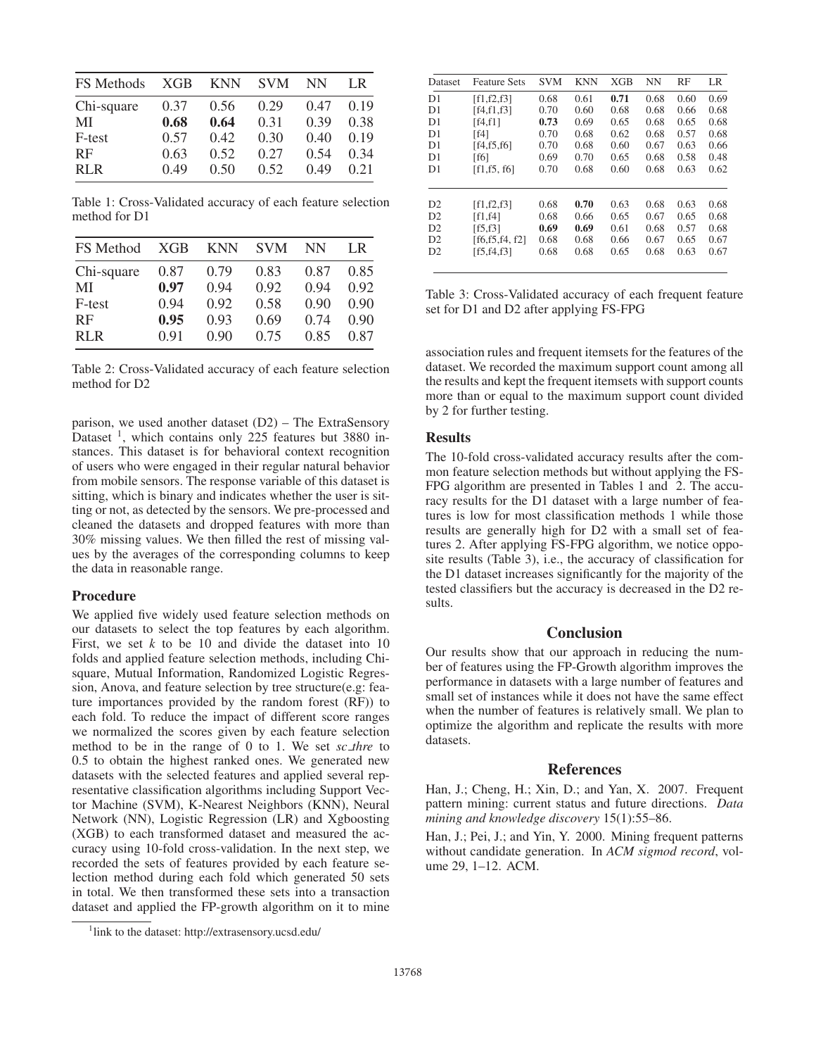| FS Methods | XGB | KNN | SVM | NN | LR |
|---|---|---|---|---|---|
| Chi-square | 0.37 | 0.56 | 0.29 | 0.47 | 0.19 |
| MI | **0.68** | **0.64** | 0.31 | 0.39 | 0.38 |
| F-test | 0.57 | 0.42 | 0.30 | 0.40 | 0.19 |
| RF | 0.63 | 0.52 | 0.27 | 0.54 | 0.34 |
| RLR | 0.49 | 0.50 | 0.52 | 0.49 | 0.21 |

Table 1: Cross-Validated accuracy of each feature selection method for D1

| FS Method | XGB | KNN | SVM | NN | LR |
|---|---|---|---|---|---|
| Chi-square | 0.87 | 0.79 | 0.83 | 0.87 | 0.85 |
| MI | **0.97** | 0.94 | 0.92 | 0.94 | 0.92 |
| F-test | 0.94 | 0.92 | 0.58 | 0.90 | 0.90 |
| RF | **0.95** | 0.93 | 0.69 | 0.74 | 0.90 |
| RLR | 0.91 | 0.90 | 0.75 | 0.85 | 0.87 |

Table 2: Cross-Validated accuracy of each feature selection method for D2

parison, we used another dataset (D2) – The ExtraSensory Dataset [1], which contains only 225 features but 3880 instances. This dataset is for behavioral context recognition of users who were engaged in their regular natural behavior from mobile sensors. The response variable of this dataset is sitting, which is binary and indicates whether the user is sitting or not, as detected by the sensors. We pre-processed and cleaned the datasets and dropped features with more than 30% missing values. We then filled the rest of missing values by the averages of the corresponding columns to keep the data in reasonable range.

### Procedure

We applied five widely used feature selection methods on our datasets to select the top features by each algorithm. First, we set $k$ to be 10 and divide the dataset into 10 folds and applied feature selection methods, including Chi-square, Mutual Information, Randomized Logistic Regression, Anova, and feature selection by tree structure(e.g: feature importances provided by the random forest (RF)) to each fold. To reduce the impact of different score ranges we normalized the scores given by each feature selection method to be in the range of 0 to 1. We set $sc\_thre$ to 0.5 to obtain the highest ranked ones. We generated new datasets with the selected features and applied several representative classification algorithms including Support Vector Machine (SVM), K-Nearest Neighbors (KNN), Neural Network (NN), Logistic Regression (LR) and Xgboosting (XGB) to each transformed dataset and measured the accuracy using 10-fold cross-validation. In the next step, we recorded the sets of features provided by each feature selection method during each fold which generated 50 sets in total. We then transformed these sets into a transaction dataset and applied the FP-growth algorithm on it to mine association rules and frequent itemsets for the features of the dataset. We recorded the maximum support count among all the results and kept the frequent itemsets with support counts more than or equal to the maximum support count divided by 2 for further testing.

[1]link to the dataset: http://extrasensory.ucsd.edu/

| Dataset | Feature Sets | SVM | KNN | XGB | NN | RF | LR |
|---|---|---|---|---|---|---|---|
| D1 | [f1,f2,f3] | 0.68 | 0.61 | **0.71** | 0.68 | 0.60 | 0.69 |
| D1 | [f4,f1,f3] | 0.70 | 0.60 | 0.68 | 0.68 | 0.66 | 0.68 |
| D1 | [f4,f1] | **0.73** | 0.69 | 0.65 | 0.68 | 0.65 | 0.68 |
| D1 | [f4] | 0.70 | 0.68 | 0.62 | 0.68 | 0.57 | 0.68 |
| D1 | [f4,f5,f6] | 0.70 | 0.68 | 0.60 | 0.67 | 0.63 | 0.66 |
| D1 | [f6] | 0.69 | 0.70 | 0.65 | 0.68 | 0.58 | 0.48 |
| D1 | [f1,f5, f6] | 0.70 | 0.68 | 0.60 | 0.68 | 0.63 | 0.62 |
| D2 | [f1,f2,f3] | 0.68 | **0.70** | 0.63 | 0.68 | 0.63 | 0.68 |
| D2 | [f1,f4] | 0.68 | 0.66 | 0.65 | 0.67 | 0.65 | 0.68 |
| D2 | [f5,f3] | **0.69** | **0.69** | 0.61 | 0.68 | 0.57 | 0.68 |
| D2 | [f6,f5,f4, f2] | 0.68 | 0.68 | 0.66 | 0.67 | 0.65 | 0.67 |
| D2 | [f5,f4,f3] | 0.68 | 0.68 | 0.65 | 0.68 | 0.63 | 0.67 |

Table 3: Cross-Validated accuracy of each frequent feature set for D1 and D2 after applying FS-FPG

### Results

The 10-fold cross-validated accuracy results after the common feature selection methods but without applying the FS-FPG algorithm are presented in Tables 1 and 2. The accuracy results for the D1 dataset with a large number of features is low for most classification methods 1 while those results are generally high for D2 with a small set of features 2. After applying FS-FPG algorithm, we notice opposite results (Table 3), i.e., the accuracy of classification for the D1 dataset increases significantly for the majority of the tested classifiers but the accuracy is decreased in the D2 results.

## Conclusion

Our results show that our approach in reducing the number of features using the FP-Growth algorithm improves the performance in datasets with a large number of features and small set of instances while it does not have the same effect when the number of features is relatively small. We plan to optimize the algorithm and replicate the results with more datasets.

## References

Han, J.; Cheng, H.; Xin, D.; and Yan, X. 2007. Frequent pattern mining: current status and future directions. *Data mining and knowledge discovery* 15(1):55–86.

Han, J.; Pei, J.; and Yin, Y. 2000. Mining frequent patterns without candidate generation. In *ACM sigmod record*, volume 29, 1–12. ACM.